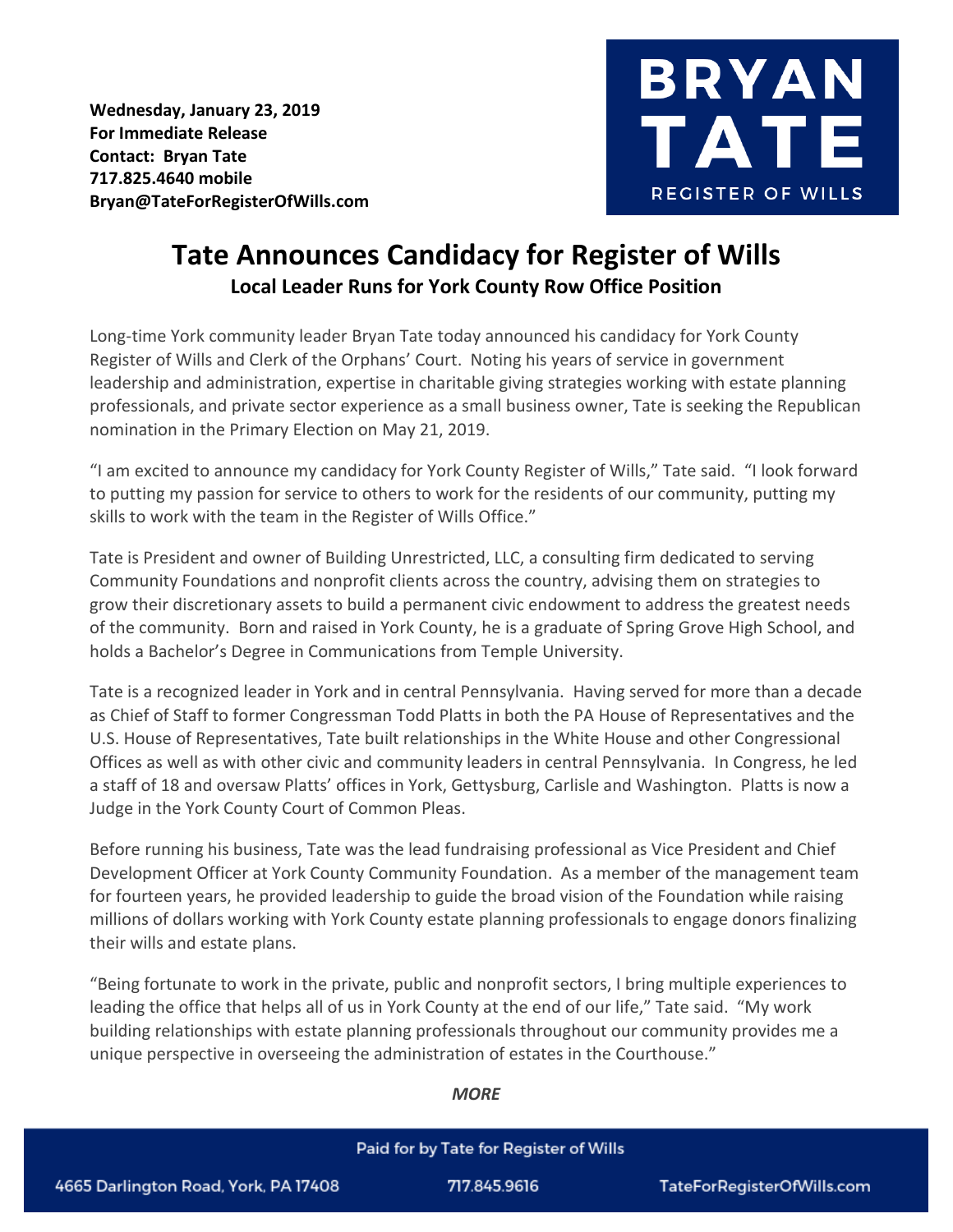**Wednesday, January 23, 2019**
**For Immediate Release**
**Contact: Bryan Tate**
**717.825.4640 mobile**
**Bryan@TateForRegisterOfWills.com**

BRYAN TATE
REGISTER OF WILLS

# Tate Announces Candidacy for Register of Wills

## Local Leader Runs for York County Row Office Position

Long-time York community leader Bryan Tate today announced his candidacy for York County Register of Wills and Clerk of the Orphans' Court. Noting his years of service in government leadership and administration, expertise in charitable giving strategies working with estate planning professionals, and private sector experience as a small business owner, Tate is seeking the Republican nomination in the Primary Election on May 21, 2019.

"I am excited to announce my candidacy for York County Register of Wills," Tate said. "I look forward to putting my passion for service to others to work for the residents of our community, putting my skills to work with the team in the Register of Wills Office."

Tate is President and owner of Building Unrestricted, LLC, a consulting firm dedicated to serving Community Foundations and nonprofit clients across the country, advising them on strategies to grow their discretionary assets to build a permanent civic endowment to address the greatest needs of the community. Born and raised in York County, he is a graduate of Spring Grove High School, and holds a Bachelor's Degree in Communications from Temple University.

Tate is a recognized leader in York and in central Pennsylvania. Having served for more than a decade as Chief of Staff to former Congressman Todd Platts in both the PA House of Representatives and the U.S. House of Representatives, Tate built relationships in the White House and other Congressional Offices as well as with other civic and community leaders in central Pennsylvania. In Congress, he led a staff of 18 and oversaw Platts' offices in York, Gettysburg, Carlisle and Washington. Platts is now a Judge in the York County Court of Common Pleas.

Before running his business, Tate was the lead fundraising professional as Vice President and Chief Development Officer at York County Community Foundation. As a member of the management team for fourteen years, he provided leadership to guide the broad vision of the Foundation while raising millions of dollars working with York County estate planning professionals to engage donors finalizing their wills and estate plans.

"Being fortunate to work in the private, public and nonprofit sectors, I bring multiple experiences to leading the office that helps all of us in York County at the end of our life," Tate said. "My work building relationships with estate planning professionals throughout our community provides me a unique perspective in overseeing the administration of estates in the Courthouse."

***MORE***

Paid for by Tate for Register of Wills

4665 Darlington Road, York, PA 17408 | 717.845.9616 | TateForRegisterOfWills.com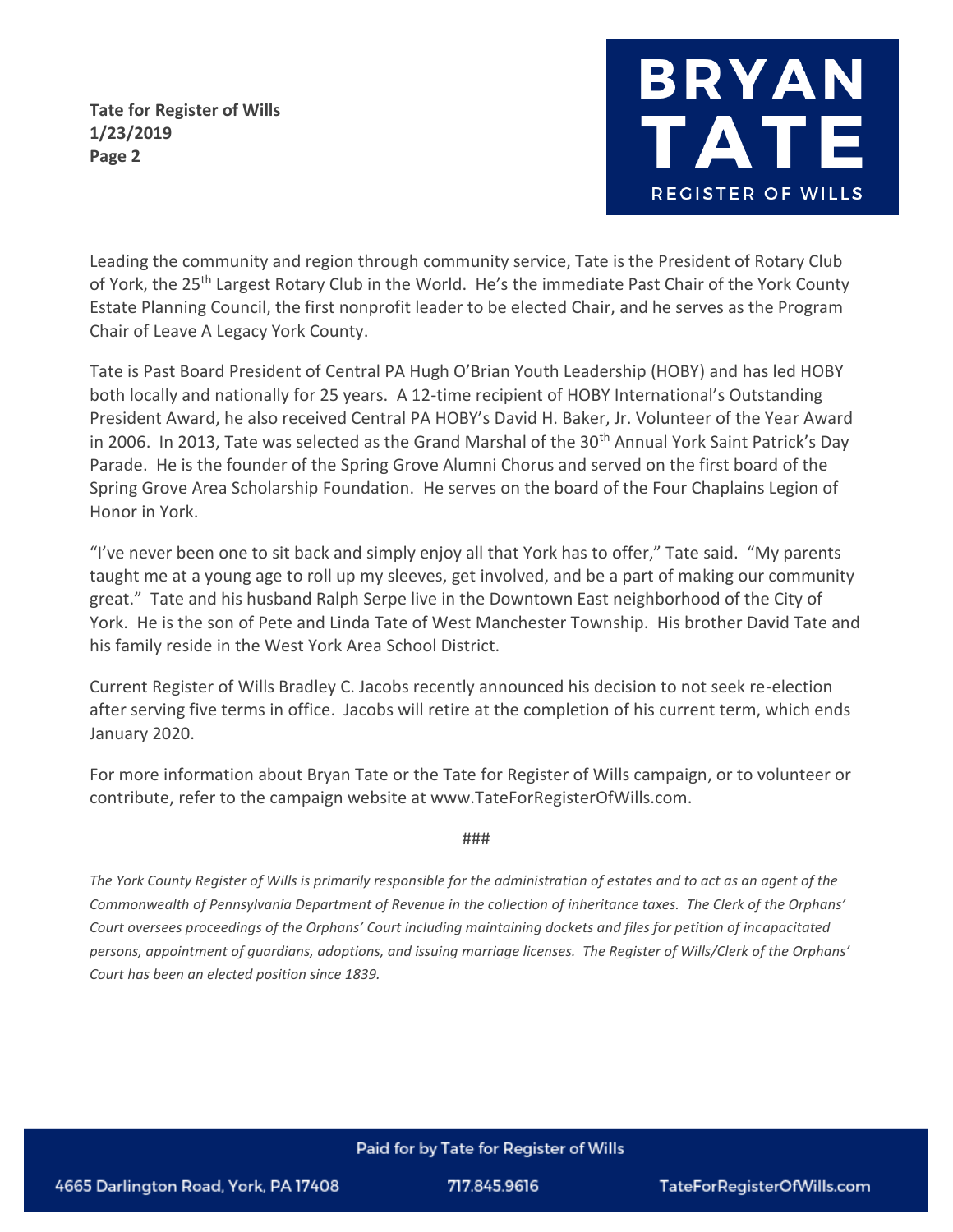Leading the community and region through community service, Tate is the President of Rotary Club of York, the 25th Largest Rotary Club in the World. He's the immediate Past Chair of the York County Estate Planning Council, the first nonprofit leader to be elected Chair, and he serves as the Program Chair of Leave A Legacy York County.

Tate is Past Board President of Central PA Hugh O'Brian Youth Leadership (HOBY) and has led HOBY both locally and nationally for 25 years. A 12-time recipient of HOBY International's Outstanding President Award, he also received Central PA HOBY's David H. Baker, Jr. Volunteer of the Year Award in 2006. In 2013, Tate was selected as the Grand Marshal of the 30th Annual York Saint Patrick's Day Parade. He is the founder of the Spring Grove Alumni Chorus and served on the first board of the Spring Grove Area Scholarship Foundation. He serves on the board of the Four Chaplains Legion of Honor in York.

"I've never been one to sit back and simply enjoy all that York has to offer," Tate said. "My parents taught me at a young age to roll up my sleeves, get involved, and be a part of making our community great." Tate and his husband Ralph Serpe live in the Downtown East neighborhood of the City of York. He is the son of Pete and Linda Tate of West Manchester Township. His brother David Tate and his family reside in the West York Area School District.

Current Register of Wills Bradley C. Jacobs recently announced his decision to not seek re-election after serving five terms in office. Jacobs will retire at the completion of his current term, which ends January 2020.

For more information about Bryan Tate or the Tate for Register of Wills campaign, or to volunteer or contribute, refer to the campaign website at www.TateForRegisterOfWills.com.

###

*The York County Register of Wills is primarily responsible for the administration of estates and to act as an agent of the Commonwealth of Pennsylvania Department of Revenue in the collection of inheritance taxes. The Clerk of the Orphans' Court oversees proceedings of the Orphans' Court including maintaining dockets and files for petition of incapacitated persons, appointment of guardians, adoptions, and issuing marriage licenses. The Register of Wills/Clerk of the Orphans' Court has been an elected position since 1839.*

Paid for by Tate for Register of Wills

4665 Darlington Road, York, PA 17408 | 717.845.9616 | TateForRegisterOfWills.com